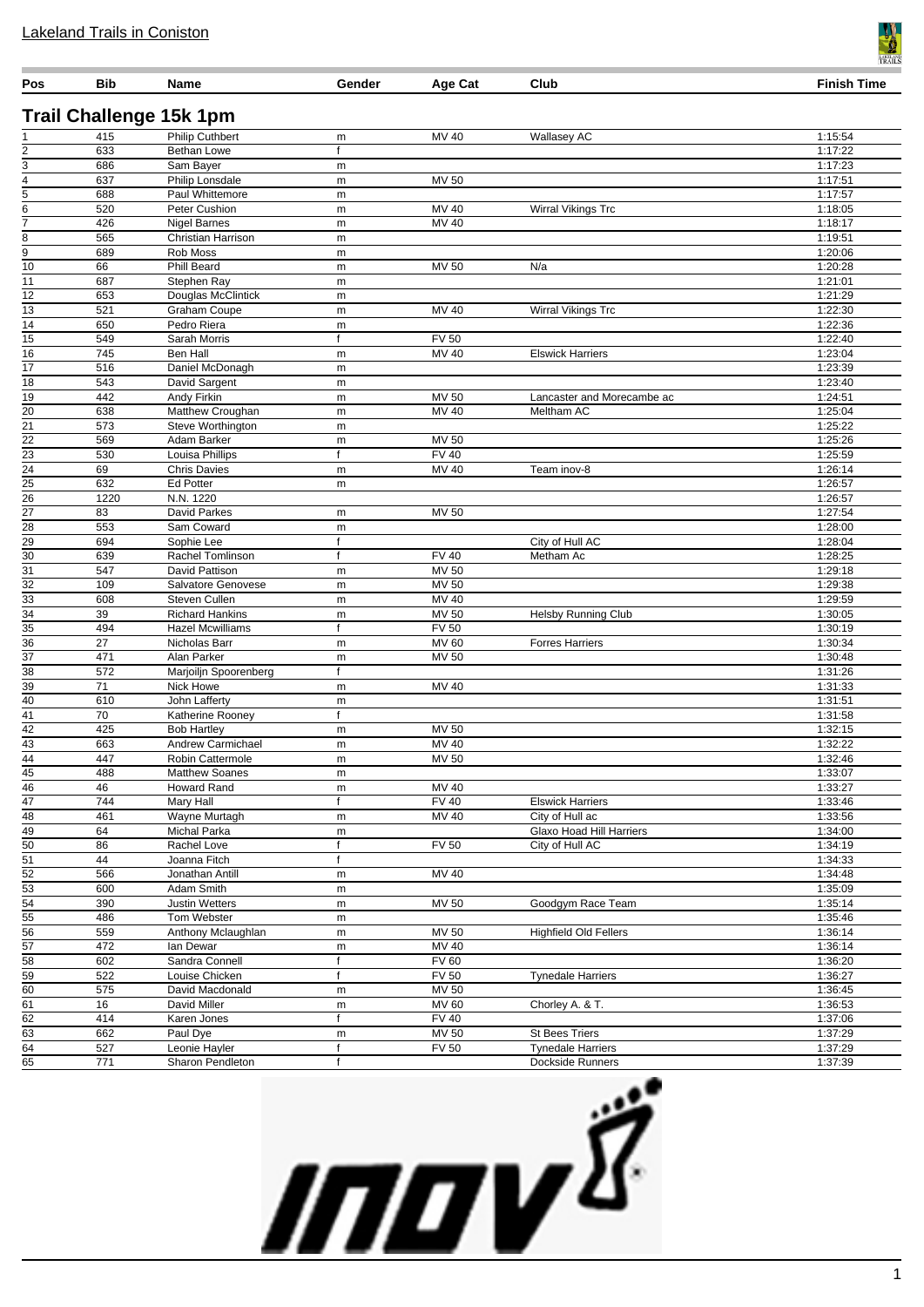Lakeland Trails in Coniston

## Trail Challenge 15k 1pm

| Pos | Bib | Name | Gender | Age Cat | Club | Finish Time |
|---|---|---|---|---|---|---|
| 1 | 415 | Philip Cuthbert | m | MV 40 | Wallasey AC | 1:15:54 |
| 2 | 633 | Bethan Lowe | f | | | 1:17:22 |
| 3 | 686 | Sam Bayer | m | | | 1:17:23 |
| 4 | 637 | Philip Lonsdale | m | MV 50 | | 1:17:51 |
| 5 | 688 | Paul Whittemore | m | | | 1:17:57 |
| 6 | 520 | Peter Cushion | m | MV 40 | Wirral Vikings Trc | 1:18:05 |
| 7 | 426 | Nigel Barnes | m | MV 40 | | 1:18:17 |
| 8 | 565 | Christian Harrison | m | | | 1:19:51 |
| 9 | 689 | Rob Moss | m | | | 1:20:06 |
| 10 | 66 | Phill Beard | m | MV 50 | N/a | 1:20:28 |
| 11 | 687 | Stephen Ray | m | | | 1:21:01 |
| 12 | 653 | Douglas McClintick | m | | | 1:21:29 |
| 13 | 521 | Graham Coupe | m | MV 40 | Wirral Vikings Trc | 1:22:30 |
| 14 | 650 | Pedro Riera | m | | | 1:22:36 |
| 15 | 549 | Sarah Morris | f | FV 50 | | 1:22:40 |
| 16 | 745 | Ben Hall | m | MV 40 | Elswick Harriers | 1:23:04 |
| 17 | 516 | Daniel McDonagh | m | | | 1:23:39 |
| 18 | 543 | David Sargent | m | | | 1:23:40 |
| 19 | 442 | Andy Firkin | m | MV 50 | Lancaster and Morecambe ac | 1:24:51 |
| 20 | 638 | Matthew Croughan | m | MV 40 | Meltham AC | 1:25:04 |
| 21 | 573 | Steve Worthington | m | | | 1:25:22 |
| 22 | 569 | Adam Barker | m | MV 50 | | 1:25:26 |
| 23 | 530 | Louisa Phillips | f | FV 40 | | 1:25:59 |
| 24 | 69 | Chris Davies | m | MV 40 | Team inov-8 | 1:26:14 |
| 25 | 632 | Ed Potter | m | | | 1:26:57 |
| 26 | 1220 | N.N. 1220 | | | | 1:26:57 |
| 27 | 83 | David Parkes | m | MV 50 | | 1:27:54 |
| 28 | 553 | Sam Coward | m | | | 1:28:00 |
| 29 | 694 | Sophie Lee | f | | City of Hull AC | 1:28:04 |
| 30 | 639 | Rachel Tomlinson | f | FV 40 | Metham Ac | 1:28:25 |
| 31 | 547 | David Pattison | m | MV 50 | | 1:29:18 |
| 32 | 109 | Salvatore Genovese | m | MV 50 | | 1:29:38 |
| 33 | 608 | Steven Cullen | m | MV 40 | | 1:29:59 |
| 34 | 39 | Richard Hankins | m | MV 50 | Helsby Running Club | 1:30:05 |
| 35 | 494 | Hazel Mcwilliams | f | FV 50 | | 1:30:19 |
| 36 | 27 | Nicholas Barr | m | MV 60 | Forres Harriers | 1:30:34 |
| 37 | 471 | Alan Parker | m | MV 50 | | 1:30:48 |
| 38 | 572 | Marjoiljn Spoorenberg | f | | | 1:31:26 |
| 39 | 71 | Nick Howe | m | MV 40 | | 1:31:33 |
| 40 | 610 | John Lafferty | m | | | 1:31:51 |
| 41 | 70 | Katherine Rooney | f | | | 1:31:58 |
| 42 | 425 | Bob Hartley | m | MV 50 | | 1:32:15 |
| 43 | 663 | Andrew Carmichael | m | MV 40 | | 1:32:22 |
| 44 | 447 | Robin Cattermole | m | MV 50 | | 1:32:46 |
| 45 | 488 | Matthew Soanes | m | | | 1:33:07 |
| 46 | 46 | Howard Rand | m | MV 40 | | 1:33:27 |
| 47 | 744 | Mary Hall | f | FV 40 | Elswick Harriers | 1:33:46 |
| 48 | 461 | Wayne Murtagh | m | MV 40 | City of Hull ac | 1:33:56 |
| 49 | 64 | Michal Parka | m | | Glaxo Hoad Hill Harriers | 1:34:00 |
| 50 | 86 | Rachel Love | f | FV 50 | City of Hull AC | 1:34:19 |
| 51 | 44 | Joanna Fitch | f | | | 1:34:33 |
| 52 | 566 | Jonathan Antill | m | MV 40 | | 1:34:48 |
| 53 | 600 | Adam Smith | m | | | 1:35:09 |
| 54 | 390 | Justin Wetters | m | MV 50 | Goodgym Race Team | 1:35:14 |
| 55 | 486 | Tom Webster | m | | | 1:35:46 |
| 56 | 559 | Anthony Mclaughlan | m | MV 50 | Highfield Old Fellers | 1:36:14 |
| 57 | 472 | Ian Dewar | m | MV 40 | | 1:36:14 |
| 58 | 602 | Sandra Connell | f | FV 60 | | 1:36:20 |
| 59 | 522 | Louise Chicken | f | FV 50 | Tynedale Harriers | 1:36:27 |
| 60 | 575 | David Macdonald | m | MV 50 | | 1:36:45 |
| 61 | 16 | David Miller | m | MV 60 | Chorley A. & T. | 1:36:53 |
| 62 | 414 | Karen Jones | f | FV 40 | | 1:37:06 |
| 63 | 662 | Paul Dye | m | MV 50 | St Bees Triers | 1:37:29 |
| 64 | 527 | Leonie Hayler | f | FV 50 | Tynedale Harriers | 1:37:29 |
| 65 | 771 | Sharon Pendleton | f | | Dockside Runners | 1:37:39 |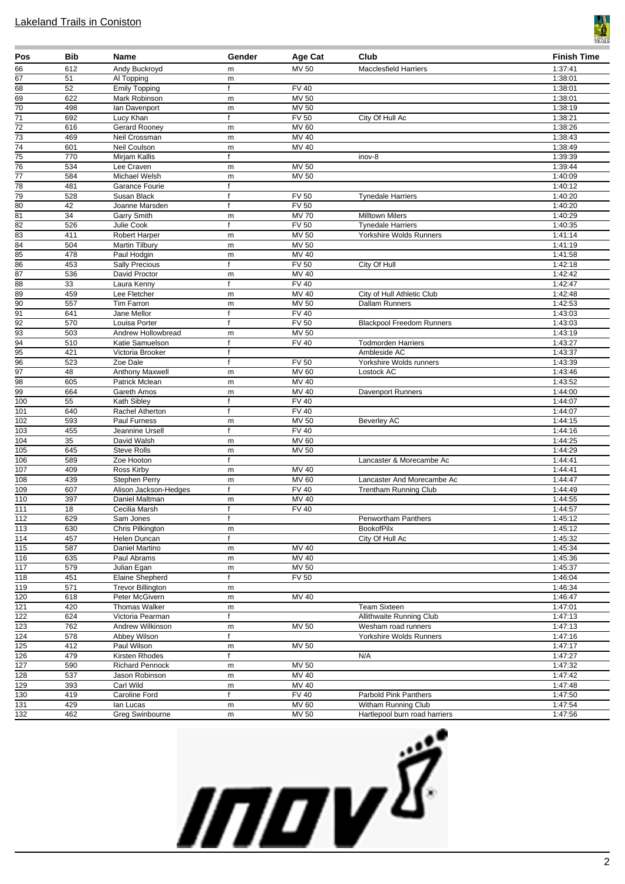## Lakeland Trails in Coniston

| Pos | Bib | Name | Gender | Age Cat | Club | Finish Time |
|---|---|---|---|---|---|---|
| 66 | 612 | Andy Buckroyd | m | MV 50 | Macclesfield Harriers | 1:37:41 |
| 67 | 51 | Al Topping | m | | | 1:38:01 |
| 68 | 52 | Emily Topping | f | FV 40 | | 1:38:01 |
| 69 | 622 | Mark Robinson | m | MV 50 | | 1:38:01 |
| 70 | 498 | Ian Davenport | m | MV 50 | | 1:38:19 |
| 71 | 692 | Lucy Khan | f | FV 50 | City Of Hull Ac | 1:38:21 |
| 72 | 616 | Gerard Rooney | m | MV 60 | | 1:38:26 |
| 73 | 469 | Neil Crossman | m | MV 40 | | 1:38:43 |
| 74 | 601 | Neil Coulson | m | MV 40 | | 1:38:49 |
| 75 | 770 | Mirjam Kallis | f | | inov-8 | 1:39:39 |
| 76 | 534 | Lee Craven | m | MV 50 | | 1:39:44 |
| 77 | 584 | Michael Welsh | m | MV 50 | | 1:40:09 |
| 78 | 481 | Garance Fourie | f | | | 1:40:12 |
| 79 | 528 | Susan Black | f | FV 50 | Tynedale Harriers | 1:40:20 |
| 80 | 42 | Joanne Marsden | f | FV 50 | | 1:40:20 |
| 81 | 34 | Garry Smith | m | MV 70 | Milltown Milers | 1:40:29 |
| 82 | 526 | Julie Cook | f | FV 50 | Tynedale Harriers | 1:40:35 |
| 83 | 411 | Robert Harper | m | MV 50 | Yorkshire Wolds Runners | 1:41:14 |
| 84 | 504 | Martin Tilbury | m | MV 50 | | 1:41:19 |
| 85 | 478 | Paul Hodgin | m | MV 40 | | 1:41:58 |
| 86 | 453 | Sally Precious | f | FV 50 | City Of Hull | 1:42:18 |
| 87 | 536 | David Proctor | m | MV 40 | | 1:42:42 |
| 88 | 33 | Laura Kenny | f | FV 40 | | 1:42:47 |
| 89 | 459 | Lee Fletcher | m | MV 40 | City of Hull Athletic Club | 1:42:48 |
| 90 | 557 | Tim Farron | m | MV 50 | Dallam Runners | 1:42:53 |
| 91 | 641 | Jane Mellor | f | FV 40 | | 1:43:03 |
| 92 | 570 | Louisa Porter | f | FV 50 | Blackpool Freedom Runners | 1:43:03 |
| 93 | 503 | Andrew Hollowbread | m | MV 50 | | 1:43:19 |
| 94 | 510 | Katie Samuelson | f | FV 40 | Todmorden Harriers | 1:43:27 |
| 95 | 421 | Victoria Brooker | f | | Ambleside AC | 1:43:37 |
| 96 | 523 | Zoe Dale | f | FV 50 | Yorkshire Wolds runners | 1:43:39 |
| 97 | 48 | Anthony Maxwell | m | MV 60 | Lostock AC | 1:43:46 |
| 98 | 605 | Patrick Mclean | m | MV 40 | | 1:43:52 |
| 99 | 664 | Gareth Amos | m | MV 40 | Davenport Runners | 1:44:00 |
| 100 | 55 | Kath Sibley | f | FV 40 | | 1:44:07 |
| 101 | 640 | Rachel Atherton | f | FV 40 | | 1:44:07 |
| 102 | 593 | Paul Furness | m | MV 50 | Beverley AC | 1:44:15 |
| 103 | 455 | Jeannine Ursell | f | FV 40 | | 1:44:16 |
| 104 | 35 | David Walsh | m | MV 60 | | 1:44:25 |
| 105 | 645 | Steve Rolls | m | MV 50 | | 1:44:29 |
| 106 | 589 | Zoe Hooton | f | | Lancaster & Morecambe Ac | 1:44:41 |
| 107 | 409 | Ross Kirby | m | MV 40 | | 1:44:41 |
| 108 | 439 | Stephen Perry | m | MV 60 | Lancaster And Morecambe Ac | 1:44:47 |
| 109 | 607 | Alison Jackson-Hedges | f | FV 40 | Trentham Running Club | 1:44:49 |
| 110 | 397 | Daniel Maltman | m | MV 40 | | 1:44:55 |
| 111 | 18 | Cecilia Marsh | f | FV 40 | | 1:44:57 |
| 112 | 629 | Sam Jones | f | | Penwortham Panthers | 1:45:12 |
| 113 | 630 | Chris Pilkington | m | | BookofPilx | 1:45:12 |
| 114 | 457 | Helen Duncan | f | | City Of Hull Ac | 1:45:32 |
| 115 | 587 | Daniel Martino | m | MV 40 | | 1:45:34 |
| 116 | 635 | Paul Abrams | m | MV 40 | | 1:45:36 |
| 117 | 579 | Julian Egan | m | MV 50 | | 1:45:37 |
| 118 | 451 | Elaine Shepherd | f | FV 50 | | 1:46:04 |
| 119 | 571 | Trevor Billington | m | | | 1:46:34 |
| 120 | 618 | Peter McGivern | m | MV 40 | | 1:46:47 |
| 121 | 420 | Thomas Walker | m | | Team Sixteen | 1:47:01 |
| 122 | 624 | Victoria Pearman | f | | Allithwaite Running Club | 1:47:13 |
| 123 | 762 | Andrew Wilkinson | m | MV 50 | Wesham road runners | 1:47:13 |
| 124 | 578 | Abbey Wilson | f | | Yorkshire Wolds Runners | 1:47:16 |
| 125 | 412 | Paul Wilson | m | MV 50 | | 1:47:17 |
| 126 | 479 | Kirsten Rhodes | f | | N/A | 1:47:27 |
| 127 | 590 | Richard Pennock | m | MV 50 | | 1:47:32 |
| 128 | 537 | Jason Robinson | m | MV 40 | | 1:47:42 |
| 129 | 393 | Carl Wild | m | MV 40 | | 1:47:48 |
| 130 | 419 | Caroline Ford | f | FV 40 | Parbold Pink Panthers | 1:47:50 |
| 131 | 429 | Ian Lucas | m | MV 60 | Witham Running Club | 1:47:54 |
| 132 | 462 | Greg Swinbourne | m | MV 50 | Hartlepool burn road harriers | 1:47:56 |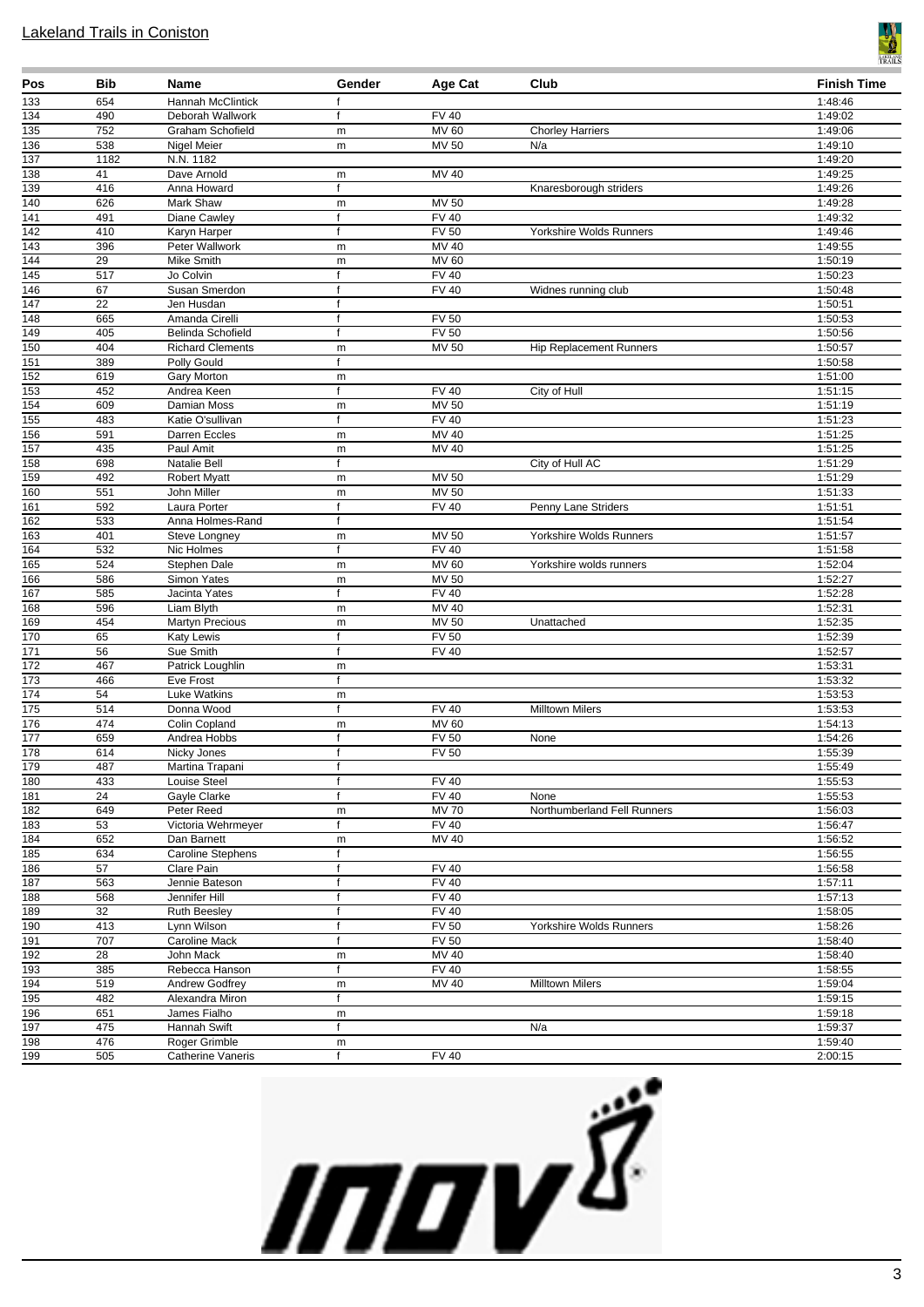Lakeland Trails in Coniston

| Pos | Bib | Name | Gender | Age Cat | Club | Finish Time |
|---|---|---|---|---|---|---|
| 133 | 654 | Hannah McClintick | f | | | 1:48:46 |
| 134 | 490 | Deborah Wallwork | f | FV 40 | | 1:49:02 |
| 135 | 752 | Graham Schofield | m | MV 60 | Chorley Harriers | 1:49:06 |
| 136 | 538 | Nigel Meier | m | MV 50 | N/a | 1:49:10 |
| 137 | 1182 | N.N. 1182 | | | | 1:49:20 |
| 138 | 41 | Dave Arnold | m | MV 40 | | 1:49:25 |
| 139 | 416 | Anna Howard | f | | Knaresborough striders | 1:49:26 |
| 140 | 626 | Mark Shaw | m | MV 50 | | 1:49:28 |
| 141 | 491 | Diane Cawley | f | FV 40 | | 1:49:32 |
| 142 | 410 | Karyn Harper | f | FV 50 | Yorkshire Wolds Runners | 1:49:46 |
| 143 | 396 | Peter Wallwork | m | MV 40 | | 1:49:55 |
| 144 | 29 | Mike Smith | m | MV 60 | | 1:50:19 |
| 145 | 517 | Jo Colvin | f | FV 40 | | 1:50:23 |
| 146 | 67 | Susan Smerdon | f | FV 40 | Widnes running club | 1:50:48 |
| 147 | 22 | Jen Husdan | f | | | 1:50:51 |
| 148 | 665 | Amanda Cirelli | f | FV 50 | | 1:50:53 |
| 149 | 405 | Belinda Schofield | f | FV 50 | | 1:50:56 |
| 150 | 404 | Richard Clements | m | MV 50 | Hip Replacement Runners | 1:50:57 |
| 151 | 389 | Polly Gould | f | | | 1:50:58 |
| 152 | 619 | Gary Morton | m | | | 1:51:00 |
| 153 | 452 | Andrea Keen | f | FV 40 | City of Hull | 1:51:15 |
| 154 | 609 | Damian Moss | m | MV 50 | | 1:51:19 |
| 155 | 483 | Katie O'sullivan | f | FV 40 | | 1:51:23 |
| 156 | 591 | Darren Eccles | m | MV 40 | | 1:51:25 |
| 157 | 435 | Paul Amit | m | MV 40 | | 1:51:25 |
| 158 | 698 | Natalie Bell | f | | City of Hull AC | 1:51:29 |
| 159 | 492 | Robert Myatt | m | MV 50 | | 1:51:29 |
| 160 | 551 | John Miller | m | MV 50 | | 1:51:33 |
| 161 | 592 | Laura Porter | f | FV 40 | Penny Lane Striders | 1:51:51 |
| 162 | 533 | Anna Holmes-Rand | f | | | 1:51:54 |
| 163 | 401 | Steve Longney | m | MV 50 | Yorkshire Wolds Runners | 1:51:57 |
| 164 | 532 | Nic Holmes | f | FV 40 | | 1:51:58 |
| 165 | 524 | Stephen Dale | m | MV 60 | Yorkshire wolds runners | 1:52:04 |
| 166 | 586 | Simon Yates | m | MV 50 | | 1:52:27 |
| 167 | 585 | Jacinta Yates | f | FV 40 | | 1:52:28 |
| 168 | 596 | Liam Blyth | m | MV 40 | | 1:52:31 |
| 169 | 454 | Martyn Precious | m | MV 50 | Unattached | 1:52:35 |
| 170 | 65 | Katy Lewis | f | FV 50 | | 1:52:39 |
| 171 | 56 | Sue Smith | f | FV 40 | | 1:52:57 |
| 172 | 467 | Patrick Loughlin | m | | | 1:53:31 |
| 173 | 466 | Eve Frost | f | | | 1:53:32 |
| 174 | 54 | Luke Watkins | m | | | 1:53:53 |
| 175 | 514 | Donna Wood | f | FV 40 | Milltown Milers | 1:53:53 |
| 176 | 474 | Colin Copland | m | MV 60 | | 1:54:13 |
| 177 | 659 | Andrea Hobbs | f | FV 50 | None | 1:54:26 |
| 178 | 614 | Nicky Jones | f | FV 50 | | 1:55:39 |
| 179 | 487 | Martina Trapani | f | | | 1:55:49 |
| 180 | 433 | Louise Steel | f | FV 40 | | 1:55:53 |
| 181 | 24 | Gayle Clarke | f | FV 40 | None | 1:55:53 |
| 182 | 649 | Peter Reed | m | MV 70 | Northumberland Fell Runners | 1:56:03 |
| 183 | 53 | Victoria Wehrmeyer | f | FV 40 | | 1:56:47 |
| 184 | 652 | Dan Barnett | m | MV 40 | | 1:56:52 |
| 185 | 634 | Caroline Stephens | f | | | 1:56:55 |
| 186 | 57 | Clare Pain | f | FV 40 | | 1:56:58 |
| 187 | 563 | Jennie Bateson | f | FV 40 | | 1:57:11 |
| 188 | 568 | Jennifer Hill | f | FV 40 | | 1:57:13 |
| 189 | 32 | Ruth Beesley | f | FV 40 | | 1:58:05 |
| 190 | 413 | Lynn Wilson | f | FV 50 | Yorkshire Wolds Runners | 1:58:26 |
| 191 | 707 | Caroline Mack | f | FV 50 | | 1:58:40 |
| 192 | 28 | John Mack | m | MV 40 | | 1:58:40 |
| 193 | 385 | Rebecca Hanson | f | FV 40 | | 1:58:55 |
| 194 | 519 | Andrew Godfrey | m | MV 40 | Milltown Milers | 1:59:04 |
| 195 | 482 | Alexandra Miron | f | | | 1:59:15 |
| 196 | 651 | James Fialho | m | | | 1:59:18 |
| 197 | 475 | Hannah Swift | f | | N/a | 1:59:37 |
| 198 | 476 | Roger Grimble | m | | | 1:59:40 |
| 199 | 505 | Catherine Vaneris | f | FV 40 | | 2:00:15 |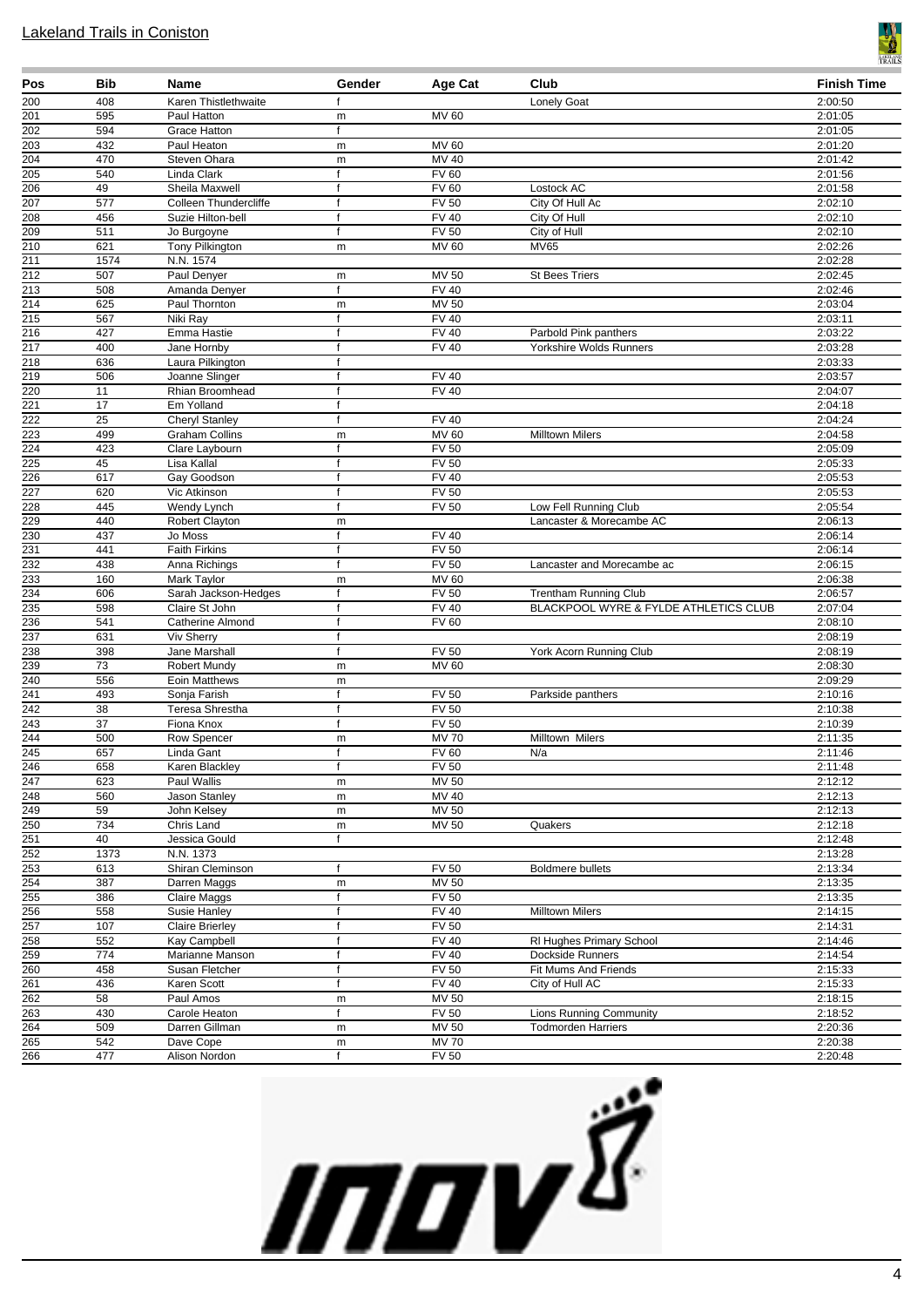## Lakeland Trails in Coniston

| Pos | Bib | Name | Gender | Age Cat | Club | Finish Time |
|---|---|---|---|---|---|---|
| 200 | 408 | Karen Thistlethwaite | f | | Lonely Goat | 2:00:50 |
| 201 | 595 | Paul Hatton | m | MV 60 | | 2:01:05 |
| 202 | 594 | Grace Hatton | f | | | 2:01:05 |
| 203 | 432 | Paul Heaton | m | MV 60 | | 2:01:20 |
| 204 | 470 | Steven Ohara | m | MV 40 | | 2:01:42 |
| 205 | 540 | Linda Clark | f | FV 60 | | 2:01:56 |
| 206 | 49 | Sheila Maxwell | f | FV 60 | Lostock AC | 2:01:58 |
| 207 | 577 | Colleen Thundercliffe | f | FV 50 | City Of Hull Ac | 2:02:10 |
| 208 | 456 | Suzie Hilton-bell | f | FV 40 | City Of Hull | 2:02:10 |
| 209 | 511 | Jo Burgoyne | f | FV 50 | City of Hull | 2:02:10 |
| 210 | 621 | Tony Pilkington | m | MV 60 | MV65 | 2:02:26 |
| 211 | 1574 | N.N. 1574 | | | | 2:02:28 |
| 212 | 507 | Paul Denyer | m | MV 50 | St Bees Triers | 2:02:45 |
| 213 | 508 | Amanda Denyer | f | FV 40 | | 2:02:46 |
| 214 | 625 | Paul Thornton | m | MV 50 | | 2:03:04 |
| 215 | 567 | Niki Ray | f | FV 40 | | 2:03:11 |
| 216 | 427 | Emma Hastie | f | FV 40 | Parbold Pink panthers | 2:03:22 |
| 217 | 400 | Jane Hornby | f | FV 40 | Yorkshire Wolds Runners | 2:03:28 |
| 218 | 636 | Laura Pilkington | f | | | 2:03:33 |
| 219 | 506 | Joanne Slinger | f | FV 40 | | 2:03:57 |
| 220 | 11 | Rhian Broomhead | f | FV 40 | | 2:04:07 |
| 221 | 17 | Em Yolland | f | | | 2:04:18 |
| 222 | 25 | Cheryl Stanley | f | FV 40 | | 2:04:24 |
| 223 | 499 | Graham Collins | m | MV 60 | Milltown Milers | 2:04:58 |
| 224 | 423 | Clare Laybourn | f | FV 50 | | 2:05:09 |
| 225 | 45 | Lisa Kallal | f | FV 50 | | 2:05:33 |
| 226 | 617 | Gay Goodson | f | FV 40 | | 2:05:53 |
| 227 | 620 | Vic Atkinson | f | FV 50 | | 2:05:53 |
| 228 | 445 | Wendy Lynch | f | FV 50 | Low Fell Running Club | 2:05:54 |
| 229 | 440 | Robert Clayton | m | | Lancaster & Morecambe AC | 2:06:13 |
| 230 | 437 | Jo Moss | f | FV 40 | | 2:06:14 |
| 231 | 441 | Faith Firkins | f | FV 50 | | 2:06:14 |
| 232 | 438 | Anna Richings | f | FV 50 | Lancaster and Morecambe ac | 2:06:15 |
| 233 | 160 | Mark Taylor | m | MV 60 | | 2:06:38 |
| 234 | 606 | Sarah Jackson-Hedges | f | FV 50 | Trentham Running Club | 2:06:57 |
| 235 | 598 | Claire St John | f | FV 40 | BLACKPOOL WYRE & FYLDE ATHLETICS CLUB | 2:07:04 |
| 236 | 541 | Catherine Almond | f | FV 60 | | 2:08:10 |
| 237 | 631 | Viv Sherry | f | | | 2:08:19 |
| 238 | 398 | Jane Marshall | f | FV 50 | York Acorn Running Club | 2:08:19 |
| 239 | 73 | Robert Mundy | m | MV 60 | | 2:08:30 |
| 240 | 556 | Eoin Matthews | m | | | 2:09:29 |
| 241 | 493 | Sonja Farish | f | FV 50 | Parkside panthers | 2:10:16 |
| 242 | 38 | Teresa Shrestha | f | FV 50 | | 2:10:38 |
| 243 | 37 | Fiona Knox | f | FV 50 | | 2:10:39 |
| 244 | 500 | Row Spencer | m | MV 70 | Milltown Milers | 2:11:35 |
| 245 | 657 | Linda Gant | f | FV 60 | N/a | 2:11:46 |
| 246 | 658 | Karen Blackley | f | FV 50 | | 2:11:48 |
| 247 | 623 | Paul Wallis | m | MV 50 | | 2:12:12 |
| 248 | 560 | Jason Stanley | m | MV 40 | | 2:12:13 |
| 249 | 59 | John Kelsey | m | MV 50 | | 2:12:13 |
| 250 | 734 | Chris Land | m | MV 50 | Quakers | 2:12:18 |
| 251 | 40 | Jessica Gould | f | | | 2:12:48 |
| 252 | 1373 | N.N. 1373 | | | | 2:13:28 |
| 253 | 613 | Shiran Cleminson | f | FV 50 | Boldmere bullets | 2:13:34 |
| 254 | 387 | Darren Maggs | m | MV 50 | | 2:13:35 |
| 255 | 386 | Claire Maggs | f | FV 50 | | 2:13:35 |
| 256 | 558 | Susie Hanley | f | FV 40 | Milltown Milers | 2:14:15 |
| 257 | 107 | Claire Brierley | f | FV 50 | | 2:14:31 |
| 258 | 552 | Kay Campbell | f | FV 40 | Rl Hughes Primary School | 2:14:46 |
| 259 | 774 | Marianne Manson | f | FV 40 | Dockside Runners | 2:14:54 |
| 260 | 458 | Susan Fletcher | f | FV 50 | Fit Mums And Friends | 2:15:33 |
| 261 | 436 | Karen Scott | f | FV 40 | City of Hull AC | 2:15:33 |
| 262 | 58 | Paul Amos | m | MV 50 | | 2:18:15 |
| 263 | 430 | Carole Heaton | f | FV 50 | Lions Running Community | 2:18:52 |
| 264 | 509 | Darren Gillman | m | MV 50 | Todmorden Harriers | 2:20:36 |
| 265 | 542 | Dave Cope | m | MV 70 | | 2:20:38 |
| 266 | 477 | Alison Nordon | f | FV 50 | | 2:20:48 |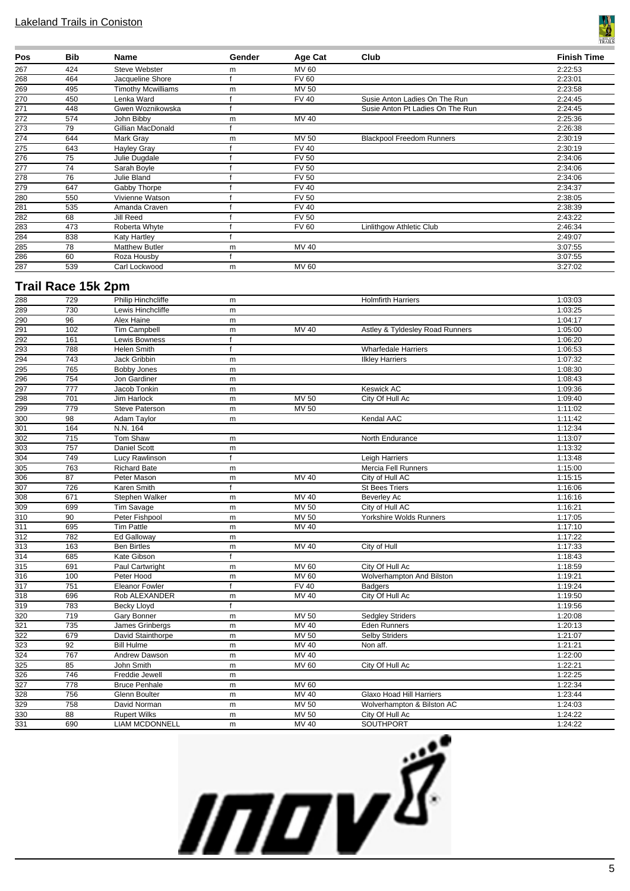| Pos | Bib | Name | Gender | Age Cat | Club | Finish Time |
|---|---|---|---|---|---|---|
| 267 | 424 | Steve Webster | m | MV 60 | | 2:22:53 |
| 268 | 464 | Jacqueline Shore | f | FV 60 | | 2:23:01 |
| 269 | 495 | Timothy Mcwilliams | m | MV 50 | | 2:23:58 |
| 270 | 450 | Lenka Ward | f | FV 40 | Susie Anton Ladies On The Run | 2:24:45 |
| 271 | 448 | Gwen Woznikowska | f | | Susie Anton Pt Ladies On The Run | 2:24:45 |
| 272 | 574 | John Bibby | m | MV 40 | | 2:25:36 |
| 273 | 79 | Gillian MacDonald | f | | | 2:26:38 |
| 274 | 644 | Mark Gray | m | MV 50 | Blackpool Freedom Runners | 2:30:19 |
| 275 | 643 | Hayley Gray | f | FV 40 | | 2:30:19 |
| 276 | 75 | Julie Dugdale | f | FV 50 | | 2:34:06 |
| 277 | 74 | Sarah Boyle | f | FV 50 | | 2:34:06 |
| 278 | 76 | Julie Bland | f | FV 50 | | 2:34:06 |
| 279 | 647 | Gabby Thorpe | f | FV 40 | | 2:34:37 |
| 280 | 550 | Vivienne Watson | f | FV 50 | | 2:38:05 |
| 281 | 535 | Amanda Craven | f | FV 40 | | 2:38:39 |
| 282 | 68 | Jill Reed | f | FV 50 | | 2:43:22 |
| 283 | 473 | Roberta Whyte | f | FV 60 | Linlithgow Athletic Club | 2:46:34 |
| 284 | 838 | Katy Hartley | f | | | 2:49:07 |
| 285 | 78 | Matthew Butler | m | MV 40 | | 3:07:55 |
| 286 | 60 | Roza Housby | f | | | 3:07:55 |
| 287 | 539 | Carl Lockwood | m | MV 60 | | 3:27:02 |

## Trail Race 15k 2pm

| Pos | Bib | Name | Gender | Age Cat | Club | Finish Time |
|---|---|---|---|---|---|---|
| 288 | 729 | Philip Hinchcliffe | m | | Holmfirth Harriers | 1:03:03 |
| 289 | 730 | Lewis Hinchcliffe | m | | | 1:03:25 |
| 290 | 96 | Alex Haine | m | | | 1:04:17 |
| 291 | 102 | Tim Campbell | m | MV 40 | Astley & Tyldesley Road Runners | 1:05:00 |
| 292 | 161 | Lewis Bowness | f | | | 1:06:20 |
| 293 | 788 | Helen Smith | f | | Wharfedale Harriers | 1:06:53 |
| 294 | 743 | Jack Gribbin | m | | Ilkley Harriers | 1:07:32 |
| 295 | 765 | Bobby Jones | m | | | 1:08:30 |
| 296 | 754 | Jon Gardiner | m | | | 1:08:43 |
| 297 | 777 | Jacob Tonkin | m | | Keswick AC | 1:09:36 |
| 298 | 701 | Jim Harlock | m | MV 50 | City Of Hull Ac | 1:09:40 |
| 299 | 779 | Steve Paterson | m | MV 50 | | 1:11:02 |
| 300 | 98 | Adam Taylor | m | | Kendal AAC | 1:11:42 |
| 301 | 164 | N.N. 164 | | | | 1:12:34 |
| 302 | 715 | Tom Shaw | m | | North Endurance | 1:13:07 |
| 303 | 757 | Daniel Scott | m | | | 1:13:32 |
| 304 | 749 | Lucy Rawlinson | f | | Leigh Harriers | 1:13:48 |
| 305 | 763 | Richard Bate | m | | Mercia Fell Runners | 1:15:00 |
| 306 | 87 | Peter Mason | m | MV 40 | City of Hull AC | 1:15:15 |
| 307 | 726 | Karen Smith | f | | St Bees Triers | 1:16:06 |
| 308 | 671 | Stephen Walker | m | MV 40 | Beverley Ac | 1:16:16 |
| 309 | 699 | Tim Savage | m | MV 50 | City of Hull AC | 1:16:21 |
| 310 | 90 | Peter Fishpool | m | MV 50 | Yorkshire Wolds Runners | 1:17:05 |
| 311 | 695 | Tim Pattle | m | MV 40 | | 1:17:10 |
| 312 | 782 | Ed Galloway | m | | | 1:17:22 |
| 313 | 163 | Ben Birtles | m | MV 40 | City of Hull | 1:17:33 |
| 314 | 685 | Kate Gibson | f | | | 1:18:43 |
| 315 | 691 | Paul Cartwright | m | MV 60 | City Of Hull Ac | 1:18:59 |
| 316 | 100 | Peter Hood | m | MV 60 | Wolverhampton And Bilston | 1:19:21 |
| 317 | 751 | Eleanor Fowler | f | FV 40 | Badgers | 1:19:24 |
| 318 | 696 | Rob ALEXANDER | m | MV 40 | City Of Hull Ac | 1:19:50 |
| 319 | 783 | Becky Lloyd | f | | | 1:19:56 |
| 320 | 719 | Gary Bonner | m | MV 50 | Sedgley Striders | 1:20:08 |
| 321 | 735 | James Grinbergs | m | MV 40 | Eden Runners | 1:20:13 |
| 322 | 679 | David Stainthorpe | m | MV 50 | Selby Striders | 1:21:07 |
| 323 | 92 | Bill Hulme | m | MV 40 | Non aff. | 1:21:21 |
| 324 | 767 | Andrew Dawson | m | MV 40 | | 1:22:00 |
| 325 | 85 | John Smith | m | MV 60 | City Of Hull Ac | 1:22:21 |
| 326 | 746 | Freddie Jewell | m | | | 1:22:25 |
| 327 | 778 | Bruce Penhale | m | MV 60 | | 1:22:34 |
| 328 | 756 | Glenn Boulter | m | MV 40 | Glaxo Hoad Hill Harriers | 1:23:44 |
| 329 | 758 | David Norman | m | MV 50 | Wolverhampton & Bilston AC | 1:24:03 |
| 330 | 88 | Rupert Wilks | m | MV 50 | City Of Hull Ac | 1:24:22 |
| 331 | 690 | LIAM MCDONNELL | m | MV 40 | SOUTHPORT | 1:24:22 |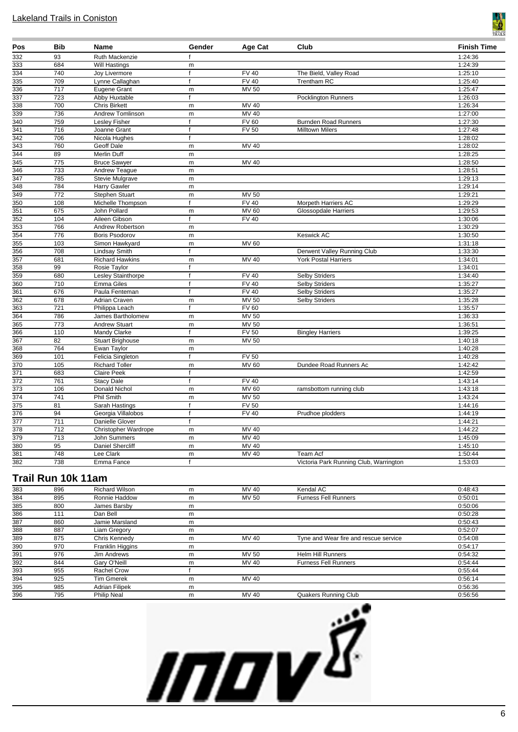| Pos | Bib | Name | Gender | Age Cat | Club | Finish Time |
|---|---|---|---|---|---|---|
| 332 | 93 | Ruth Mackenzie | f | | | 1:24:36 |
| 333 | 684 | Will Hastings | m | | | 1:24:39 |
| 334 | 740 | Joy Livermore | f | FV 40 | The Bield, Valley Road | 1:25:10 |
| 335 | 709 | Lynne Callaghan | f | FV 40 | Trentham RC | 1:25:40 |
| 336 | 717 | Eugene Grant | m | MV 50 | | 1:25:47 |
| 337 | 723 | Abby Huxtable | f | | Pocklington Runners | 1:26:03 |
| 338 | 700 | Chris Birkett | m | MV 40 | | 1:26:34 |
| 339 | 736 | Andrew Tomlinson | m | MV 40 | | 1:27:00 |
| 340 | 759 | Lesley Fisher | f | FV 60 | Burnden Road Runners | 1:27:30 |
| 341 | 716 | Joanne Grant | f | FV 50 | Milltown Milers | 1:27:48 |
| 342 | 706 | Nicola Hughes | f | | | 1:28:02 |
| 343 | 760 | Geoff Dale | m | MV 40 | | 1:28:02 |
| 344 | 89 | Merlin Duff | m | | | 1:28:25 |
| 345 | 775 | Bruce Sawyer | m | MV 40 | | 1:28:50 |
| 346 | 733 | Andrew Teague | m | | | 1:28:51 |
| 347 | 785 | Stevie Mulgrave | m | | | 1:29:13 |
| 348 | 784 | Harry Gawler | m | | | 1:29:14 |
| 349 | 772 | Stephen Stuart | m | MV 50 | | 1:29:21 |
| 350 | 108 | Michelle Thompson | f | FV 40 | Morpeth Harriers AC | 1:29:29 |
| 351 | 675 | John Pollard | m | MV 60 | Glossopdale Harriers | 1:29:53 |
| 352 | 104 | Aileen Gibson | f | FV 40 | | 1:30:06 |
| 353 | 766 | Andrew Robertson | m | | | 1:30:29 |
| 354 | 776 | Boris Psodorov | m | | Keswick AC | 1:30:50 |
| 355 | 103 | Simon Hawkyard | m | MV 60 | | 1:31:18 |
| 356 | 708 | Lindsay Smith | f | | Derwent Valley Running Club | 1:33:30 |
| 357 | 681 | Richard Hawkins | m | MV 40 | York Postal Harriers | 1:34:01 |
| 358 | 99 | Rosie Taylor | f | | | 1:34:01 |
| 359 | 680 | Lesley Stainthorpe | f | FV 40 | Selby Striders | 1:34:40 |
| 360 | 710 | Emma Giles | f | FV 40 | Selby Striders | 1:35:27 |
| 361 | 676 | Paula Fenteman | f | FV 40 | Selby Striders | 1:35:27 |
| 362 | 678 | Adrian Craven | m | MV 50 | Selby Striders | 1:35:28 |
| 363 | 721 | Philippa Leach | f | FV 60 | | 1:35:57 |
| 364 | 786 | James Bartholomew | m | MV 50 | | 1:36:33 |
| 365 | 773 | Andrew Stuart | m | MV 50 | | 1:36:51 |
| 366 | 110 | Mandy Clarke | f | FV 50 | Bingley Harriers | 1:39:25 |
| 367 | 82 | Stuart Brighouse | m | MV 50 | | 1:40:18 |
| 368 | 764 | Ewan Taylor | m | | | 1:40:28 |
| 369 | 101 | Felicia Singleton | f | FV 50 | | 1:40:28 |
| 370 | 105 | Richard Toller | m | MV 60 | Dundee Road Runners Ac | 1:42:42 |
| 371 | 683 | Claire Peek | f | | | 1:42:59 |
| 372 | 761 | Stacy Dale | f | FV 40 | | 1:43:14 |
| 373 | 106 | Donald Nichol | m | MV 60 | ramsbottom running club | 1:43:18 |
| 374 | 741 | Phil Smith | m | MV 50 | | 1:43:24 |
| 375 | 81 | Sarah Hastings | f | FV 50 | | 1:44:16 |
| 376 | 94 | Georgia Villalobos | f | FV 40 | Prudhoe plodders | 1:44:19 |
| 377 | 711 | Danielle Glover | f | | | 1:44:21 |
| 378 | 712 | Christopher Wardrope | m | MV 40 | | 1:44:22 |
| 379 | 713 | John Summers | m | MV 40 | | 1:45:09 |
| 380 | 95 | Daniel Shercliff | m | MV 40 | | 1:45:10 |
| 381 | 748 | Lee Clark | m | MV 40 | Team Acf | 1:50:44 |
| 382 | 738 | Emma Fance | f | | Victoria Park Running Club, Warrington | 1:53:03 |

## Trail Run 10k 11am

| Pos | Bib | Name | Gender | Age Cat | Club | Finish Time |
|---|---|---|---|---|---|---|
| 383 | 896 | Richard Wilson | m | MV 40 | Kendal AC | 0:48:43 |
| 384 | 895 | Ronnie Haddow | m | MV 50 | Furness Fell Runners | 0:50:01 |
| 385 | 800 | James Barsby | m | | | 0:50:06 |
| 386 | 111 | Dan Bell | m | | | 0:50:28 |
| 387 | 860 | Jamie Marsland | m | | | 0:50:43 |
| 388 | 887 | Liam Gregory | m | | | 0:52:07 |
| 389 | 875 | Chris Kennedy | m | MV 40 | Tyne and Wear fire and rescue service | 0:54:08 |
| 390 | 970 | Franklin Higgins | m | | | 0:54:17 |
| 391 | 976 | Jim Andrews | m | MV 50 | Helm Hill Runners | 0:54:32 |
| 392 | 844 | Gary O'Neill | m | MV 40 | Furness Fell Runners | 0:54:44 |
| 393 | 955 | Rachel Crow | f | | | 0:55:44 |
| 394 | 925 | Tim Gmerek | m | MV 40 | | 0:56:14 |
| 395 | 985 | Adrian Filipek | m | | | 0:56:36 |
| 396 | 795 | Philip Neal | m | MV 40 | Quakers Running Club | 0:56:56 |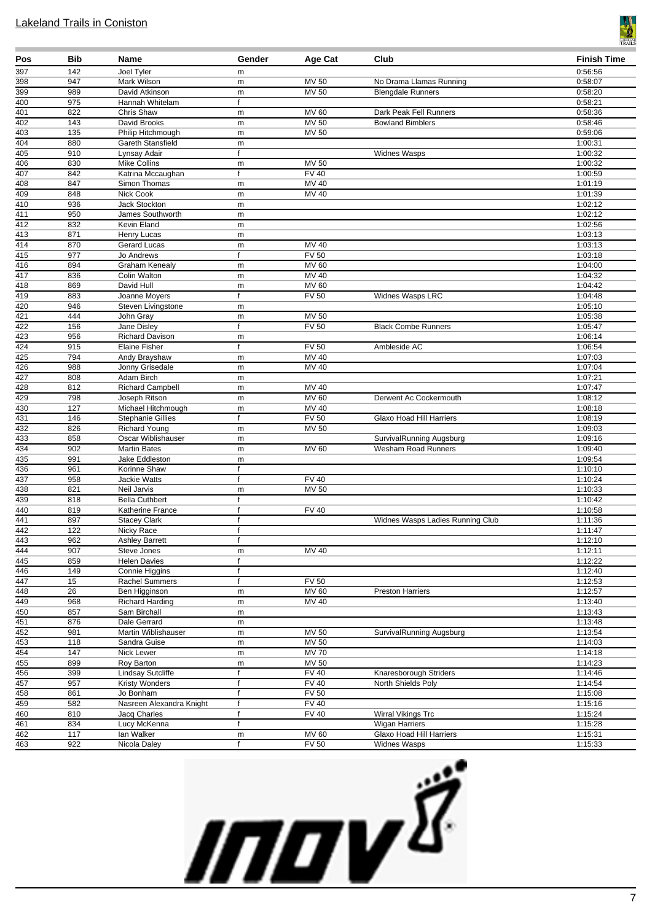Lakeland Trails in Coniston

| Pos | Bib | Name | Gender | Age Cat | Club | Finish Time |
|---|---|---|---|---|---|---|
| 397 | 142 | Joel Tyler | m | | | 0:56:56 |
| 398 | 947 | Mark Wilson | m | MV 50 | No Drama Llamas Running | 0:58:07 |
| 399 | 989 | David Atkinson | m | MV 50 | Blengdale Runners | 0:58:20 |
| 400 | 975 | Hannah Whitelam | f | | | 0:58:21 |
| 401 | 822 | Chris Shaw | m | MV 60 | Dark Peak Fell Runners | 0:58:36 |
| 402 | 143 | David Brooks | m | MV 50 | Bowland Bimblers | 0:58:46 |
| 403 | 135 | Philip Hitchmough | m | MV 50 | | 0:59:06 |
| 404 | 880 | Gareth Stansfield | m | | | 1:00:31 |
| 405 | 910 | Lynsay Adair | f | | Widnes Wasps | 1:00:32 |
| 406 | 830 | Mike Collins | m | MV 50 | | 1:00:32 |
| 407 | 842 | Katrina Mccaughan | f | FV 40 | | 1:00:59 |
| 408 | 847 | Simon Thomas | m | MV 40 | | 1:01:19 |
| 409 | 848 | Nick Cook | m | MV 40 | | 1:01:39 |
| 410 | 936 | Jack Stockton | m | | | 1:02:12 |
| 411 | 950 | James Southworth | m | | | 1:02:12 |
| 412 | 832 | Kevin Eland | m | | | 1:02:56 |
| 413 | 871 | Henry Lucas | m | | | 1:03:13 |
| 414 | 870 | Gerard Lucas | m | MV 40 | | 1:03:13 |
| 415 | 977 | Jo Andrews | f | FV 50 | | 1:03:18 |
| 416 | 894 | Graham Kenealy | m | MV 60 | | 1:04:00 |
| 417 | 836 | Colin Walton | m | MV 40 | | 1:04:32 |
| 418 | 869 | David Hull | m | MV 60 | | 1:04:42 |
| 419 | 883 | Joanne Moyers | f | FV 50 | Widnes Wasps LRC | 1:04:48 |
| 420 | 946 | Steven Livingstone | m | | | 1:05:10 |
| 421 | 444 | John Gray | m | MV 50 | | 1:05:38 |
| 422 | 156 | Jane Disley | f | FV 50 | Black Combe Runners | 1:05:47 |
| 423 | 956 | Richard Davison | m | | | 1:06:14 |
| 424 | 915 | Elaine Fisher | f | FV 50 | Ambleside AC | 1:06:54 |
| 425 | 794 | Andy Brayshaw | m | MV 40 | | 1:07:03 |
| 426 | 988 | Jonny Grisedale | m | MV 40 | | 1:07:04 |
| 427 | 808 | Adam Birch | m | | | 1:07:21 |
| 428 | 812 | Richard Campbell | m | MV 40 | | 1:07:47 |
| 429 | 798 | Joseph Ritson | m | MV 60 | Derwent Ac Cockermouth | 1:08:12 |
| 430 | 127 | Michael Hitchmough | m | MV 40 | | 1:08:18 |
| 431 | 146 | Stephanie Gillies | f | FV 50 | Glaxo Hoad Hill Harriers | 1:08:19 |
| 432 | 826 | Richard Young | m | MV 50 | | 1:09:03 |
| 433 | 858 | Oscar Wiblishauser | m | | SurvivalRunning Augsburg | 1:09:16 |
| 434 | 902 | Martin Bates | m | MV 60 | Wesham Road Runners | 1:09:40 |
| 435 | 991 | Jake Eddleston | m | | | 1:09:54 |
| 436 | 961 | Korinne Shaw | f | | | 1:10:10 |
| 437 | 958 | Jackie Watts | f | FV 40 | | 1:10:24 |
| 438 | 821 | Neil Jarvis | m | MV 50 | | 1:10:33 |
| 439 | 818 | Bella Cuthbert | f | | | 1:10:42 |
| 440 | 819 | Katherine France | f | FV 40 | | 1:10:58 |
| 441 | 897 | Stacey Clark | f | | Widnes Wasps Ladies Running Club | 1:11:36 |
| 442 | 122 | Nicky Race | f | | | 1:11:47 |
| 443 | 962 | Ashley Barrett | f | | | 1:12:10 |
| 444 | 907 | Steve Jones | m | MV 40 | | 1:12:11 |
| 445 | 859 | Helen Davies | f | | | 1:12:22 |
| 446 | 149 | Connie Higgins | f | | | 1:12:40 |
| 447 | 15 | Rachel Summers | f | FV 50 | | 1:12:53 |
| 448 | 26 | Ben Higginson | m | MV 60 | Preston Harriers | 1:12:57 |
| 449 | 968 | Richard Harding | m | MV 40 | | 1:13:40 |
| 450 | 857 | Sam Birchall | m | | | 1:13:43 |
| 451 | 876 | Dale Gerrard | m | | | 1:13:48 |
| 452 | 981 | Martin Wiblishauser | m | MV 50 | SurvivalRunning Augsburg | 1:13:54 |
| 453 | 118 | Sandra Guise | m | MV 50 | | 1:14:03 |
| 454 | 147 | Nick Lewer | m | MV 70 | | 1:14:18 |
| 455 | 899 | Roy Barton | m | MV 50 | | 1:14:23 |
| 456 | 399 | Lindsay Sutcliffe | f | FV 40 | Knaresborough Striders | 1:14:46 |
| 457 | 957 | Kristy Wonders | f | FV 40 | North Shields Poly | 1:14:54 |
| 458 | 861 | Jo Bonham | f | FV 50 | | 1:15:08 |
| 459 | 582 | Nasreen Alexandra Knight | f | FV 40 | | 1:15:16 |
| 460 | 810 | Jacq Charles | f | FV 40 | Wirral Vikings Trc | 1:15:24 |
| 461 | 834 | Lucy McKenna | f | | Wigan Harriers | 1:15:28 |
| 462 | 117 | Ian Walker | m | MV 60 | Glaxo Hoad Hill Harriers | 1:15:31 |
| 463 | 922 | Nicola Daley | f | FV 50 | Widnes Wasps | 1:15:33 |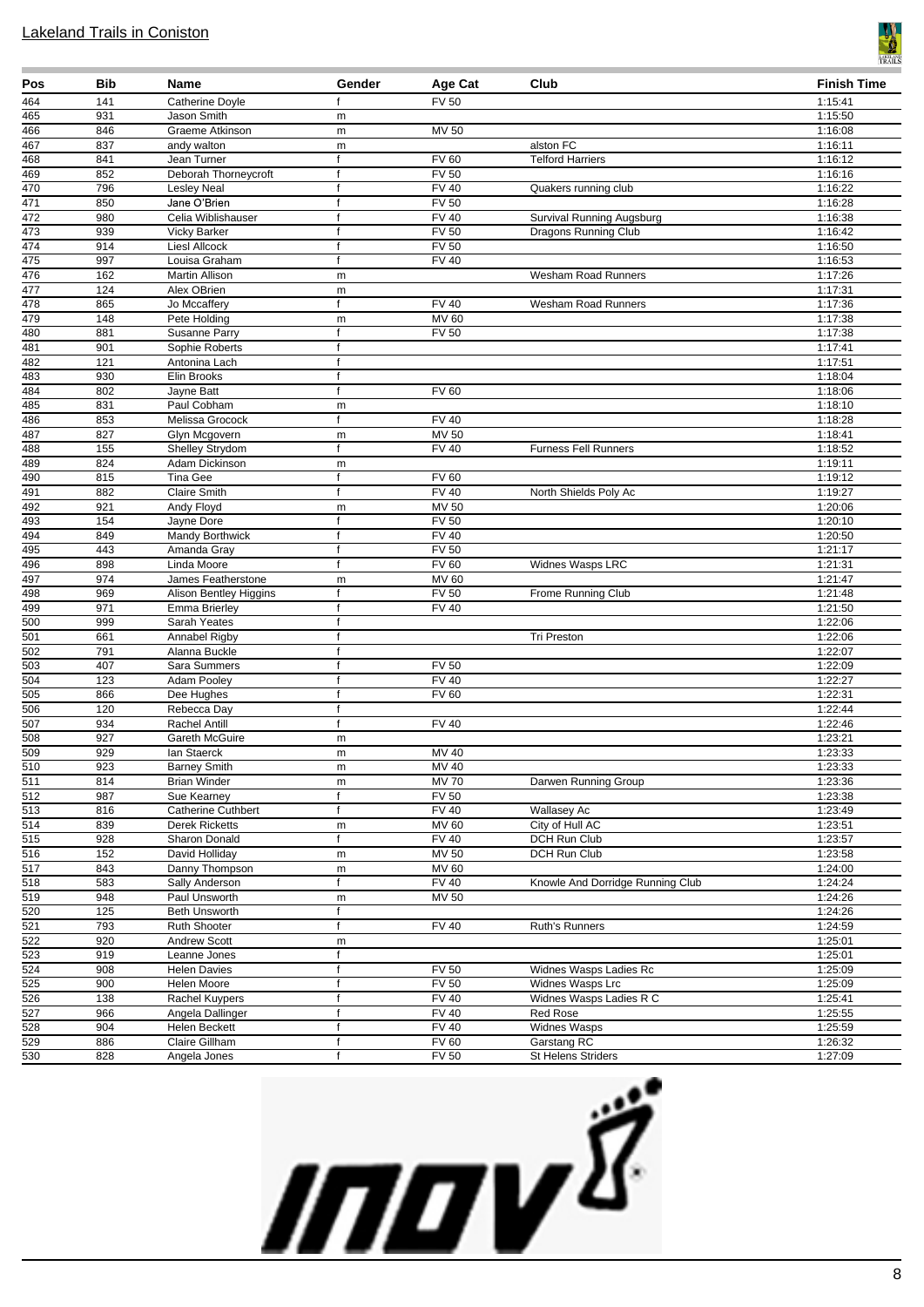Lakeland Trails in Coniston

| Pos | Bib | Name | Gender | Age Cat | Club | Finish Time |
|---|---|---|---|---|---|---|
| 464 | 141 | Catherine Doyle | f | FV 50 | | 1:15:41 |
| 465 | 931 | Jason Smith | m | | | 1:15:50 |
| 466 | 846 | Graeme Atkinson | m | MV 50 | | 1:16:08 |
| 467 | 837 | andy walton | m | | alston FC | 1:16:11 |
| 468 | 841 | Jean Turner | f | FV 60 | Telford Harriers | 1:16:12 |
| 469 | 852 | Deborah Thorneycroft | f | FV 50 | | 1:16:16 |
| 470 | 796 | Lesley Neal | f | FV 40 | Quakers running club | 1:16:22 |
| 471 | 850 | Jane O'Brien | f | FV 50 | | 1:16:28 |
| 472 | 980 | Celia Wiblishauser | f | FV 40 | Survival Running Augsburg | 1:16:38 |
| 473 | 939 | Vicky Barker | f | FV 50 | Dragons Running Club | 1:16:42 |
| 474 | 914 | Liesl Allcock | f | FV 50 | | 1:16:50 |
| 475 | 997 | Louisa Graham | f | FV 40 | | 1:16:53 |
| 476 | 162 | Martin Allison | m | | Wesham Road Runners | 1:17:26 |
| 477 | 124 | Alex OBrien | m | | | 1:17:31 |
| 478 | 865 | Jo Mccaffery | f | FV 40 | Wesham Road Runners | 1:17:36 |
| 479 | 148 | Pete Holding | m | MV 60 | | 1:17:38 |
| 480 | 881 | Susanne Parry | f | FV 50 | | 1:17:38 |
| 481 | 901 | Sophie Roberts | f | | | 1:17:41 |
| 482 | 121 | Antonina Lach | f | | | 1:17:51 |
| 483 | 930 | Elin Brooks | f | | | 1:18:04 |
| 484 | 802 | Jayne Batt | f | FV 60 | | 1:18:06 |
| 485 | 831 | Paul Cobham | m | | | 1:18:10 |
| 486 | 853 | Melissa Grocock | f | FV 40 | | 1:18:28 |
| 487 | 827 | Glyn Mcgovern | m | MV 50 | | 1:18:41 |
| 488 | 155 | Shelley Strydom | f | FV 40 | Furness Fell Runners | 1:18:52 |
| 489 | 824 | Adam Dickinson | m | | | 1:19:11 |
| 490 | 815 | Tina Gee | f | FV 60 | | 1:19:12 |
| 491 | 882 | Claire Smith | f | FV 40 | North Shields Poly Ac | 1:19:27 |
| 492 | 921 | Andy Floyd | m | MV 50 | | 1:20:06 |
| 493 | 154 | Jayne Dore | f | FV 50 | | 1:20:10 |
| 494 | 849 | Mandy Borthwick | f | FV 40 | | 1:20:50 |
| 495 | 443 | Amanda Gray | f | FV 50 | | 1:21:17 |
| 496 | 898 | Linda Moore | f | FV 60 | Widnes Wasps LRC | 1:21:31 |
| 497 | 974 | James Featherstone | m | MV 60 | | 1:21:47 |
| 498 | 969 | Alison Bentley Higgins | f | FV 50 | Frome Running Club | 1:21:48 |
| 499 | 971 | Emma Brierley | f | FV 40 | | 1:21:50 |
| 500 | 999 | Sarah Yeates | f | | | 1:22:06 |
| 501 | 661 | Annabel Rigby | f | | Tri Preston | 1:22:06 |
| 502 | 791 | Alanna Buckle | f | | | 1:22:07 |
| 503 | 407 | Sara Summers | f | FV 50 | | 1:22:09 |
| 504 | 123 | Adam Pooley | f | FV 40 | | 1:22:27 |
| 505 | 866 | Dee Hughes | f | FV 60 | | 1:22:31 |
| 506 | 120 | Rebecca Day | f | | | 1:22:44 |
| 507 | 934 | Rachel Antill | f | FV 40 | | 1:22:46 |
| 508 | 927 | Gareth McGuire | m | | | 1:23:21 |
| 509 | 929 | Ian Staerck | m | MV 40 | | 1:23:33 |
| 510 | 923 | Barney Smith | m | MV 40 | | 1:23:33 |
| 511 | 814 | Brian Winder | m | MV 70 | Darwen Running Group | 1:23:36 |
| 512 | 987 | Sue Kearney | f | FV 50 | | 1:23:38 |
| 513 | 816 | Catherine Cuthbert | f | FV 40 | Wallasey Ac | 1:23:49 |
| 514 | 839 | Derek Ricketts | m | MV 60 | City of Hull AC | 1:23:51 |
| 515 | 928 | Sharon Donald | f | FV 40 | DCH Run Club | 1:23:57 |
| 516 | 152 | David Holliday | m | MV 50 | DCH Run Club | 1:23:58 |
| 517 | 843 | Danny Thompson | m | MV 60 | | 1:24:00 |
| 518 | 583 | Sally Anderson | f | FV 40 | Knowle And Dorridge Running Club | 1:24:24 |
| 519 | 948 | Paul Unsworth | m | MV 50 | | 1:24:26 |
| 520 | 125 | Beth Unsworth | f | | | 1:24:26 |
| 521 | 793 | Ruth Shooter | f | FV 40 | Ruth's Runners | 1:24:59 |
| 522 | 920 | Andrew Scott | m | | | 1:25:01 |
| 523 | 919 | Leanne Jones | f | | | 1:25:01 |
| 524 | 908 | Helen Davies | f | FV 50 | Widnes Wasps Ladies Rc | 1:25:09 |
| 525 | 900 | Helen Moore | f | FV 50 | Widnes Wasps Lrc | 1:25:09 |
| 526 | 138 | Rachel Kuypers | f | FV 40 | Widnes Wasps Ladies R C | 1:25:41 |
| 527 | 966 | Angela Dallinger | f | FV 40 | Red Rose | 1:25:55 |
| 528 | 904 | Helen Beckett | f | FV 40 | Widnes Wasps | 1:25:59 |
| 529 | 886 | Claire Gillham | f | FV 60 | Garstang RC | 1:26:32 |
| 530 | 828 | Angela Jones | f | FV 50 | St Helens Striders | 1:27:09 |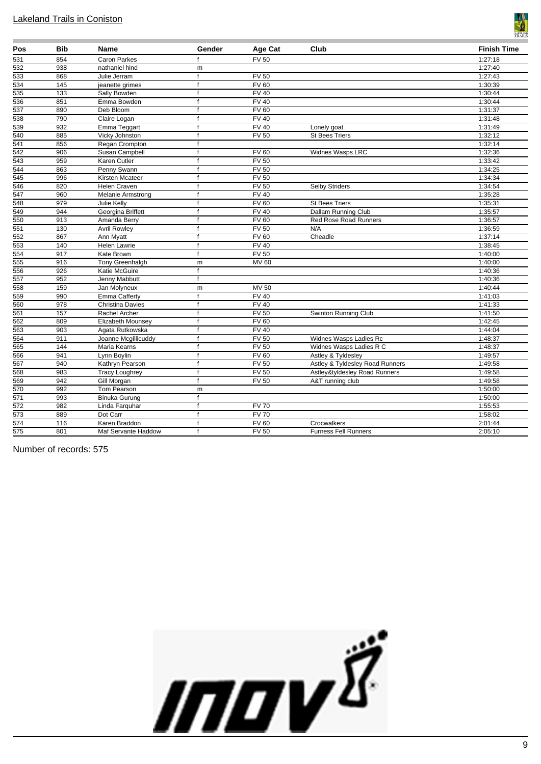Lakeland Trails in Coniston

| Pos | Bib | Name | Gender | Age Cat | Club | Finish Time |
|---|---|---|---|---|---|---|
| 531 | 854 | Caron Parkes | f | FV 50 | | 1:27:18 |
| 532 | 938 | nathaniel hind | m | | | 1:27:40 |
| 533 | 868 | Julie Jerram | f | FV 50 | | 1:27:43 |
| 534 | 145 | jeanette grimes | f | FV 60 | | 1:30:39 |
| 535 | 133 | Sally Bowden | f | FV 40 | | 1:30:44 |
| 536 | 851 | Emma Bowden | f | FV 40 | | 1:30:44 |
| 537 | 890 | Deb Bloom | f | FV 60 | | 1:31:37 |
| 538 | 790 | Claire Logan | f | FV 40 | | 1:31:48 |
| 539 | 932 | Emma Teggart | f | FV 40 | Lonely goat | 1:31:49 |
| 540 | 885 | Vicky Johnston | f | FV 50 | St Bees Triers | 1:32:12 |
| 541 | 856 | Regan Crompton | f | | | 1:32:14 |
| 542 | 906 | Susan Campbell | f | FV 60 | Widnes Wasps LRC | 1:32:36 |
| 543 | 959 | Karen Cutler | f | FV 50 | | 1:33:42 |
| 544 | 863 | Penny Swann | f | FV 50 | | 1:34:25 |
| 545 | 996 | Kirsten Mcateer | f | FV 50 | | 1:34:34 |
| 546 | 820 | Helen Craven | f | FV 50 | Selby Striders | 1:34:54 |
| 547 | 960 | Melanie Armstrong | f | FV 40 | | 1:35:28 |
| 548 | 979 | Julie Kelly | f | FV 60 | St Bees Triers | 1:35:31 |
| 549 | 944 | Georgina Briffett | f | FV 40 | Dallam Running Club | 1:35:57 |
| 550 | 913 | Amanda Berry | f | FV 60 | Red Rose Road Runners | 1:36:57 |
| 551 | 130 | Avril Rowley | f | FV 50 | N/A | 1:36:59 |
| 552 | 867 | Ann Myatt | f | FV 60 | Cheadle | 1:37:14 |
| 553 | 140 | Helen Lawrie | f | FV 40 | | 1:38:45 |
| 554 | 917 | Kate Brown | f | FV 50 | | 1:40:00 |
| 555 | 916 | Tony Greenhalgh | m | MV 60 | | 1:40:00 |
| 556 | 926 | Katie McGuire | f | | | 1:40:36 |
| 557 | 952 | Jenny Mabbutt | f | | | 1:40:36 |
| 558 | 159 | Jan Molyneux | m | MV 50 | | 1:40:44 |
| 559 | 990 | Emma Cafferty | f | FV 40 | | 1:41:03 |
| 560 | 978 | Christina Davies | f | FV 40 | | 1:41:33 |
| 561 | 157 | Rachel Archer | f | FV 50 | Swinton Running Club | 1:41:50 |
| 562 | 809 | Elizabeth Mounsey | f | FV 60 | | 1:42:45 |
| 563 | 903 | Agata Rutkowska | f | FV 40 | | 1:44:04 |
| 564 | 911 | Joanne Mcgillicuddy | f | FV 50 | Widnes Wasps Ladies Rc | 1:48:37 |
| 565 | 144 | Maria Kearns | f | FV 50 | Widnes Wasps Ladies R C | 1:48:37 |
| 566 | 941 | Lynn Boylin | f | FV 60 | Astley & Tyldesley | 1:49:57 |
| 567 | 940 | Kathryn Pearson | f | FV 50 | Astley & Tyldesley Road Runners | 1:49:58 |
| 568 | 983 | Tracy Loughrey | f | FV 50 | Astley&tyldesley Road Runners | 1:49:58 |
| 569 | 942 | Gill Morgan | f | FV 50 | A&T running club | 1:49:58 |
| 570 | 992 | Tom Pearson | m | | | 1:50:00 |
| 571 | 993 | Binuka Gurung | f | | | 1:50:00 |
| 572 | 982 | Linda Farquhar | f | FV 70 | | 1:55:53 |
| 573 | 889 | Dot Carr | f | FV 70 | | 1:58:02 |
| 574 | 116 | Karen Braddon | f | FV 60 | Crocwalkers | 2:01:44 |
| 575 | 801 | Maf Servante Haddow | f | FV 50 | Furness Fell Runners | 2:05:10 |

Number of records: 575